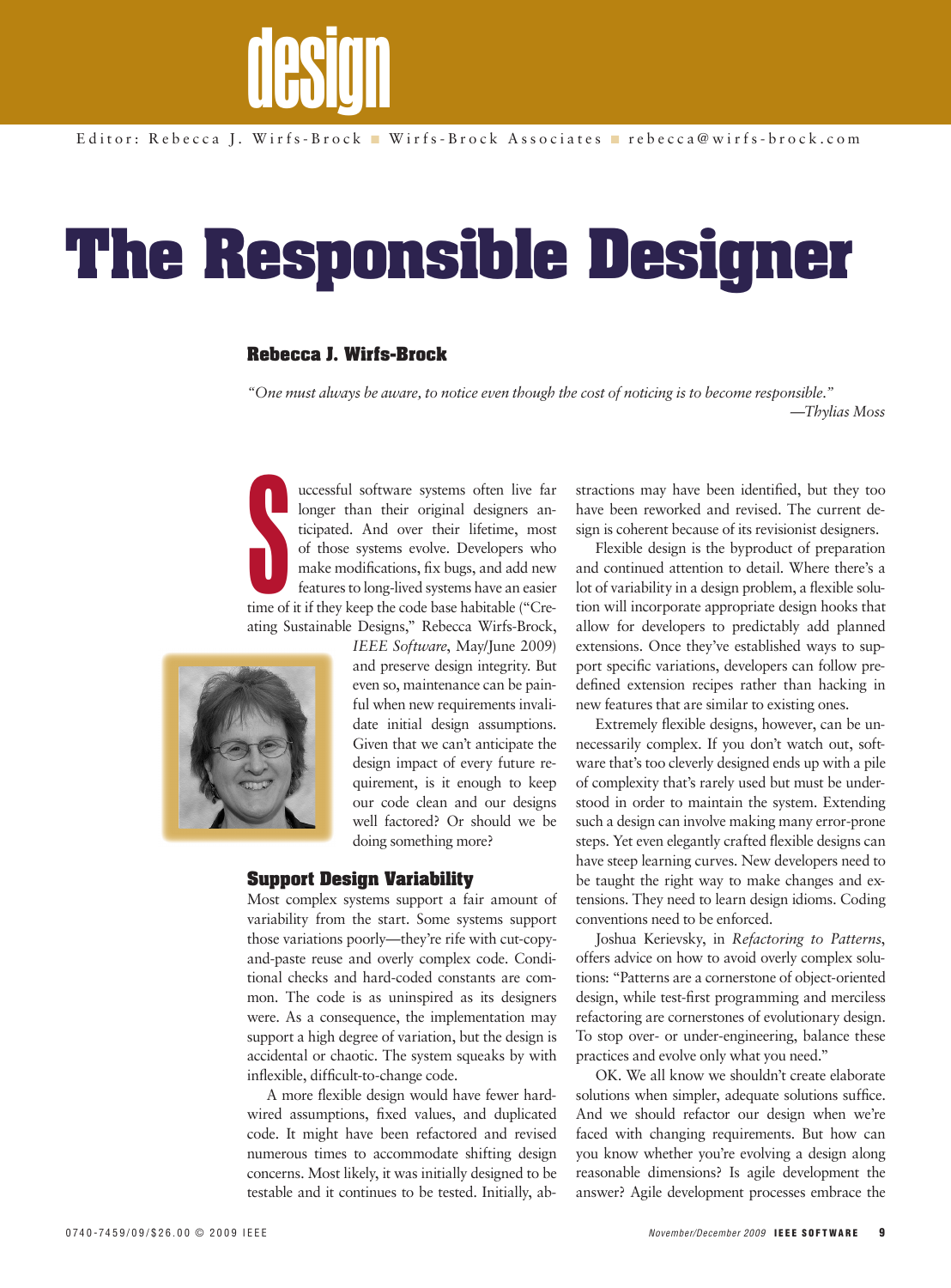design

Editor: Rebecca J. Wirfs-Brock ■ Wirfs-Brock Associates ■ rebecca@wirfs-brock.com

# The Responsible Designer

**Rebecca J. Wirfs-Brock**

*"One must always be aware, to notice even though the cost of noticing is to become responsible."*
*—Thylias Moss*

Successful software systems often live far longer than their original designers anticipated. And over their lifetime, most of those systems evolve. Developers who make modifications, fix bugs, and add new features to long-lived systems have an easier time of it if they keep the code base habitable ("Creating Sustainable Designs," Rebecca Wirfs-Brock, *IEEE Software*, May/June 2009) and preserve design integrity. But even so, maintenance can be painful when new requirements invalidate initial design assumptions. Given that we can't anticipate the design impact of every future requirement, is it enough to keep our code clean and our designs well factored? Or should we be doing something more?

## Support Design Variability

Most complex systems support a fair amount of variability from the start. Some systems support those variations poorly—they're rife with cut-copy-and-paste reuse and overly complex code. Conditional checks and hard-coded constants are common. The code is as uninspired as its designers were. As a consequence, the implementation may support a high degree of variation, but the design is accidental or chaotic. The system squeaks by with inflexible, difficult-to-change code.

A more flexible design would have fewer hardwired assumptions, fixed values, and duplicated code. It might have been refactored and revised numerous times to accommodate shifting design concerns. Most likely, it was initially designed to be testable and it continues to be tested. Initially, abstractions may have been identified, but they too have been reworked and revised. The current design is coherent because of its revisionist designers.

Flexible design is the byproduct of preparation and continued attention to detail. Where there's a lot of variability in a design problem, a flexible solution will incorporate appropriate design hooks that allow for developers to predictably add planned extensions. Once they've established ways to support specific variations, developers can follow predefined extension recipes rather than hacking in new features that are similar to existing ones.

Extremely flexible designs, however, can be unnecessarily complex. If you don't watch out, software that's too cleverly designed ends up with a pile of complexity that's rarely used but must be understood in order to maintain the system. Extending such a design can involve making many error-prone steps. Yet even elegantly crafted flexible designs can have steep learning curves. New developers need to be taught the right way to make changes and extensions. They need to learn design idioms. Coding conventions need to be enforced.

Joshua Kerievsky, in *Refactoring to Patterns*, offers advice on how to avoid overly complex solutions: "Patterns are a cornerstone of object-oriented design, while test-first programming and merciless refactoring are cornerstones of evolutionary design. To stop over- or under-engineering, balance these practices and evolve only what you need."

OK. We all know we shouldn't create elaborate solutions when simpler, adequate solutions suffice. And we should refactor our design when we're faced with changing requirements. But how can you know whether you're evolving a design along reasonable dimensions? Is agile development the answer? Agile development processes embrace the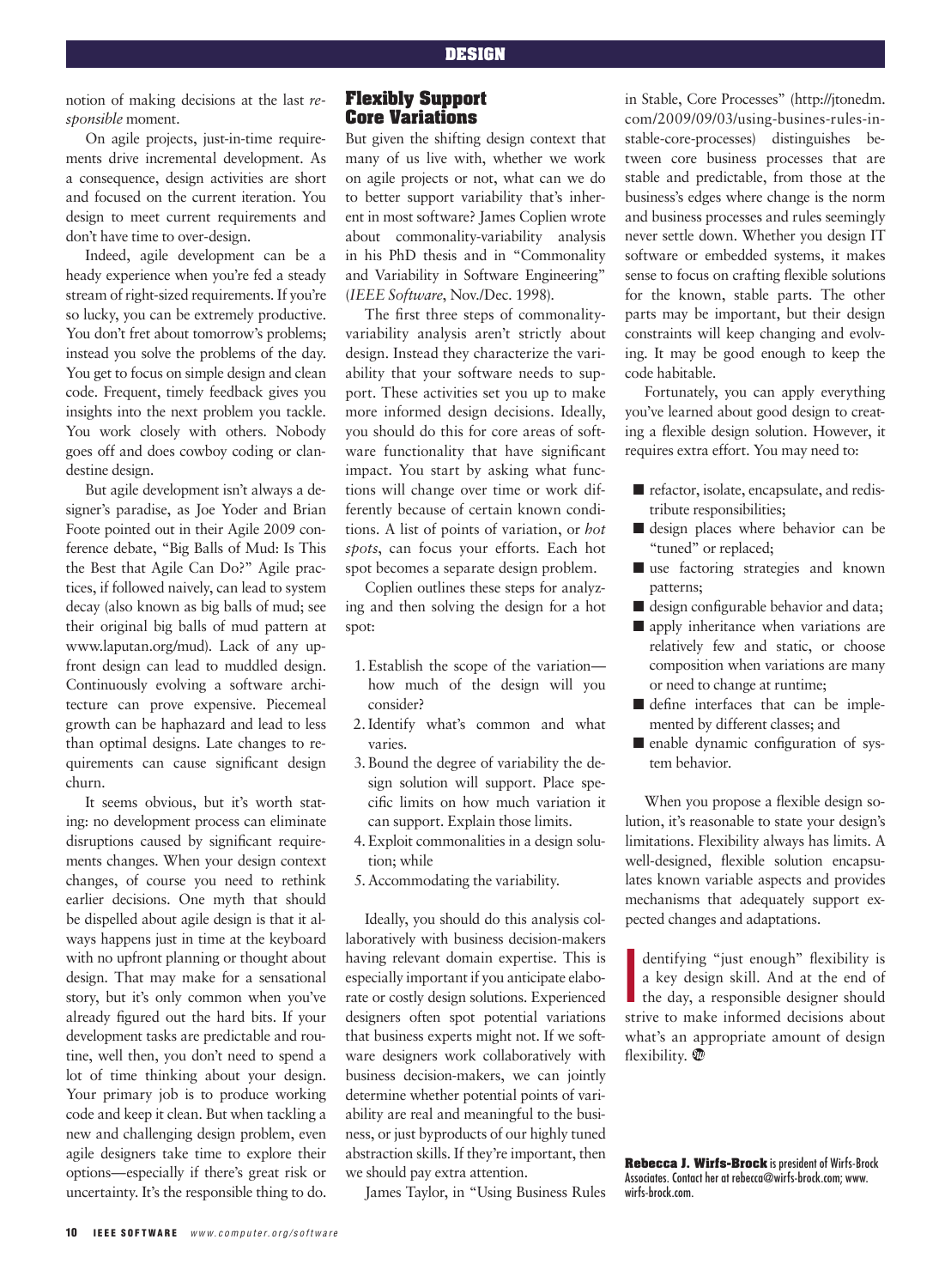notion of making decisions at the last *responsible* moment.

On agile projects, just-in-time requirements drive incremental development. As a consequence, design activities are short and focused on the current iteration. You design to meet current requirements and don't have time to over-design.

Indeed, agile development can be a heady experience when you're fed a steady stream of right-sized requirements. If you're so lucky, you can be extremely productive. You don't fret about tomorrow's problems; instead you solve the problems of the day. You get to focus on simple design and clean code. Frequent, timely feedback gives you insights into the next problem you tackle. You work closely with others. Nobody goes off and does cowboy coding or clandestine design.

But agile development isn't always a designer's paradise, as Joe Yoder and Brian Foote pointed out in their Agile 2009 conference debate, "Big Balls of Mud: Is This the Best that Agile Can Do?" Agile practices, if followed naively, can lead to system decay (also known as big balls of mud; see their original big balls of mud pattern at www.laputan.org/mud). Lack of any upfront design can lead to muddled design. Continuously evolving a software architecture can prove expensive. Piecemeal growth can be haphazard and lead to less than optimal designs. Late changes to requirements can cause significant design churn.

It seems obvious, but it's worth stating: no development process can eliminate disruptions caused by significant requirements changes. When your design context changes, of course you need to rethink earlier decisions. One myth that should be dispelled about agile design is that it always happens just in time at the keyboard with no upfront planning or thought about design. That may make for a sensational story, but it's only common when you've already figured out the hard bits. If your development tasks are predictable and routine, well then, you don't need to spend a lot of time thinking about your design. Your primary job is to produce working code and keep it clean. But when tackling a new and challenging design problem, even agile designers take time to explore their options—especially if there's great risk or uncertainty. It's the responsible thing to do.

## Flexibly Support Core Variations

But given the shifting design context that many of us live with, whether we work on agile projects or not, what can we do to better support variability that's inherent in most software? James Coplien wrote about commonality-variability analysis in his PhD thesis and in "Commonality and Variability in Software Engineering" (*IEEE Software*, Nov./Dec. 1998).

The first three steps of commonality-variability analysis aren't strictly about design. Instead they characterize the variability that your software needs to support. These activities set you up to make more informed design decisions. Ideally, you should do this for core areas of software functionality that have significant impact. You start by asking what functions will change over time or work differently because of certain known conditions. A list of points of variation, or *hot spots*, can focus your efforts. Each hot spot becomes a separate design problem.

Coplien outlines these steps for analyzing and then solving the design for a hot spot:

1. Establish the scope of the variation—how much of the design will you consider?
2. Identify what's common and what varies.
3. Bound the degree of variability the design solution will support. Place specific limits on how much variation it can support. Explain those limits.
4. Exploit commonalities in a design solution; while
5. Accommodating the variability.

Ideally, you should do this analysis collaboratively with business decision-makers having relevant domain expertise. This is especially important if you anticipate elaborate or costly design solutions. Experienced designers often spot potential variations that business experts might not. If we software designers work collaboratively with business decision-makers, we can jointly determine whether potential points of variability are real and meaningful to the business, or just byproducts of our highly tuned abstraction skills. If they're important, then we should pay extra attention.

James Taylor, in "Using Business Rules in Stable, Core Processes" (http://jtonedm.com/2009/09/03/using-busines-rules-in-stable-core-processes) distinguishes between core business processes that are stable and predictable, from those at the business's edges where change is the norm and business processes and rules seemingly never settle down. Whether you design IT software or embedded systems, it makes sense to focus on crafting flexible solutions for the known, stable parts. The other parts may be important, but their design constraints will keep changing and evolving. It may be good enough to keep the code habitable.

Fortunately, you can apply everything you've learned about good design to creating a flexible design solution. However, it requires extra effort. You may need to:

- refactor, isolate, encapsulate, and redistribute responsibilities;
- design places where behavior can be "tuned" or replaced;
- use factoring strategies and known patterns;
- design configurable behavior and data;
- apply inheritance when variations are relatively few and static, or choose composition when variations are many or need to change at runtime;
- define interfaces that can be implemented by different classes; and
- enable dynamic configuration of system behavior.

When you propose a flexible design solution, it's reasonable to state your design's limitations. Flexibility always has limits. A well-designed, flexible solution encapsulates known variable aspects and provides mechanisms that adequately support expected changes and adaptations.

Identifying "just enough" flexibility is a key design skill. And at the end of the day, a responsible designer should strive to make informed decisions about what's an appropriate amount of design flexibility.

**Rebecca J. Wirfs-Brock** is president of Wirfs-Brock Associates. Contact her at rebecca@wirfs-brock.com; www.wirfs-brock.com.